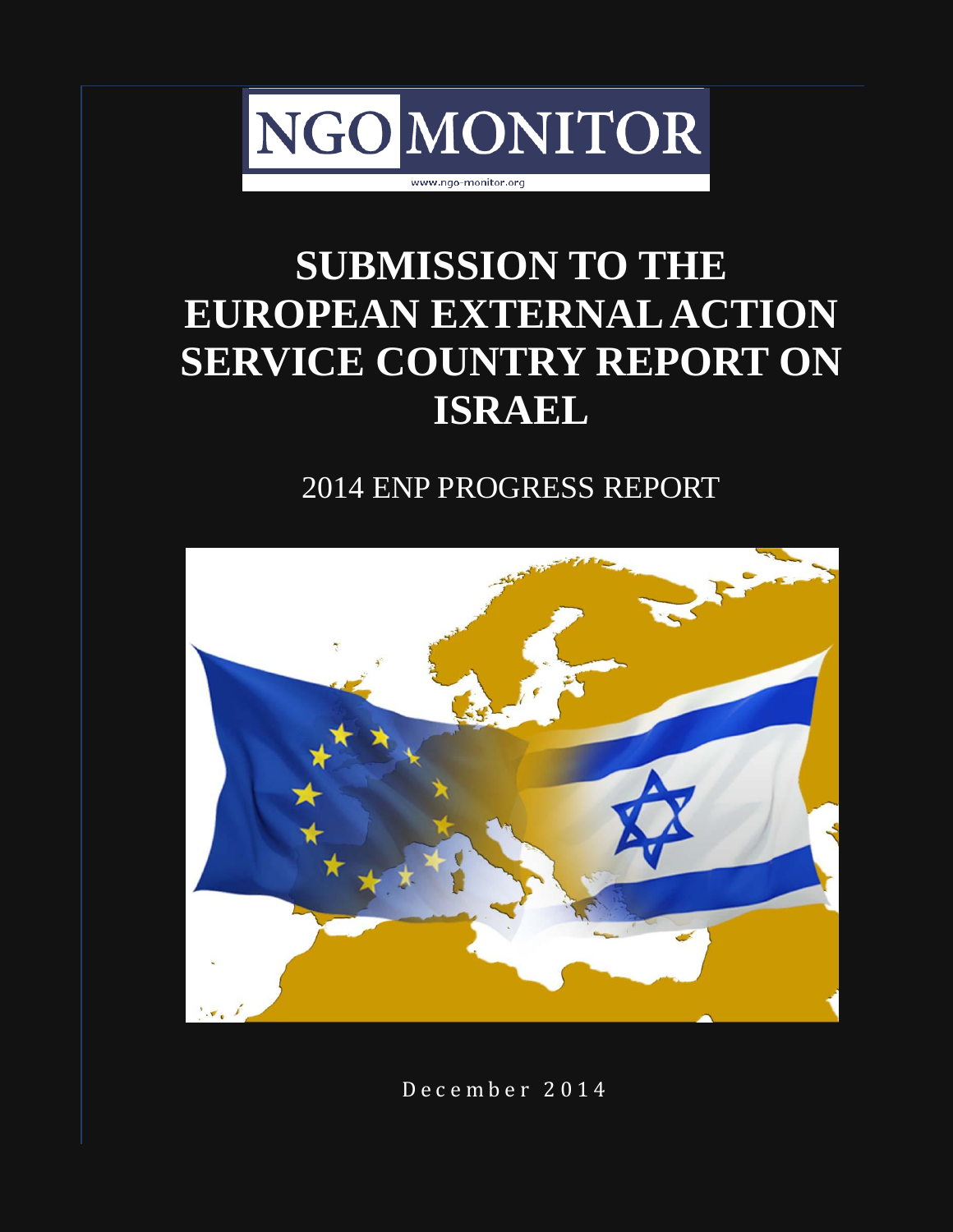NGO MONITOR

www.ngo-monitor.org

# SUBMISSION TO THE EUROPEAN EXTERNAL ACTION SERVICE COUNTRY REPORT ON ISRAEL

## 2014 ENP PROGRESS REPORT

December 2014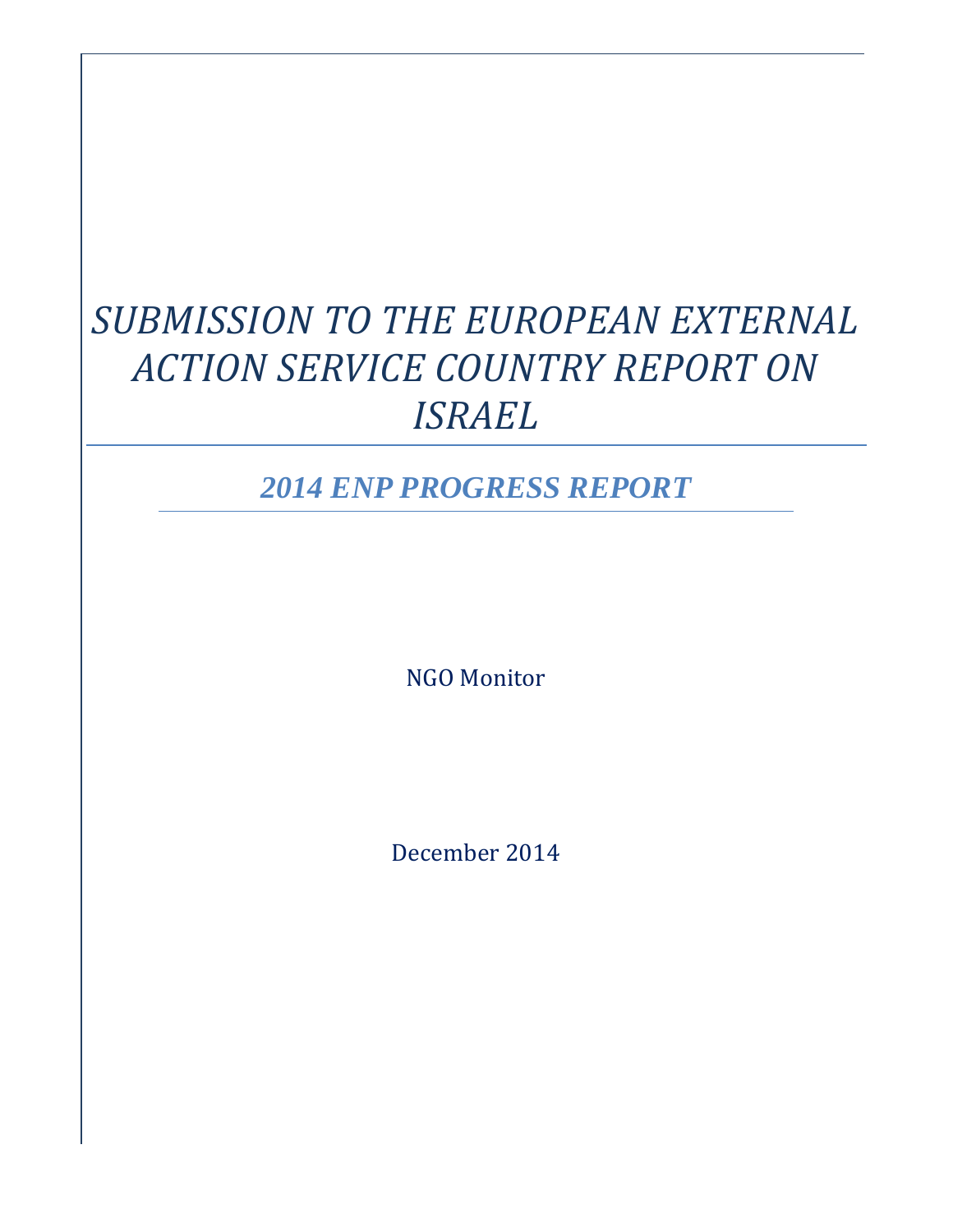# *SUBMISSION TO THE EUROPEAN EXTERNAL ACTION SERVICE COUNTRY REPORT ON ISRAEL*

## *2014 ENP PROGRESS REPORT*

NGO Monitor

December 2014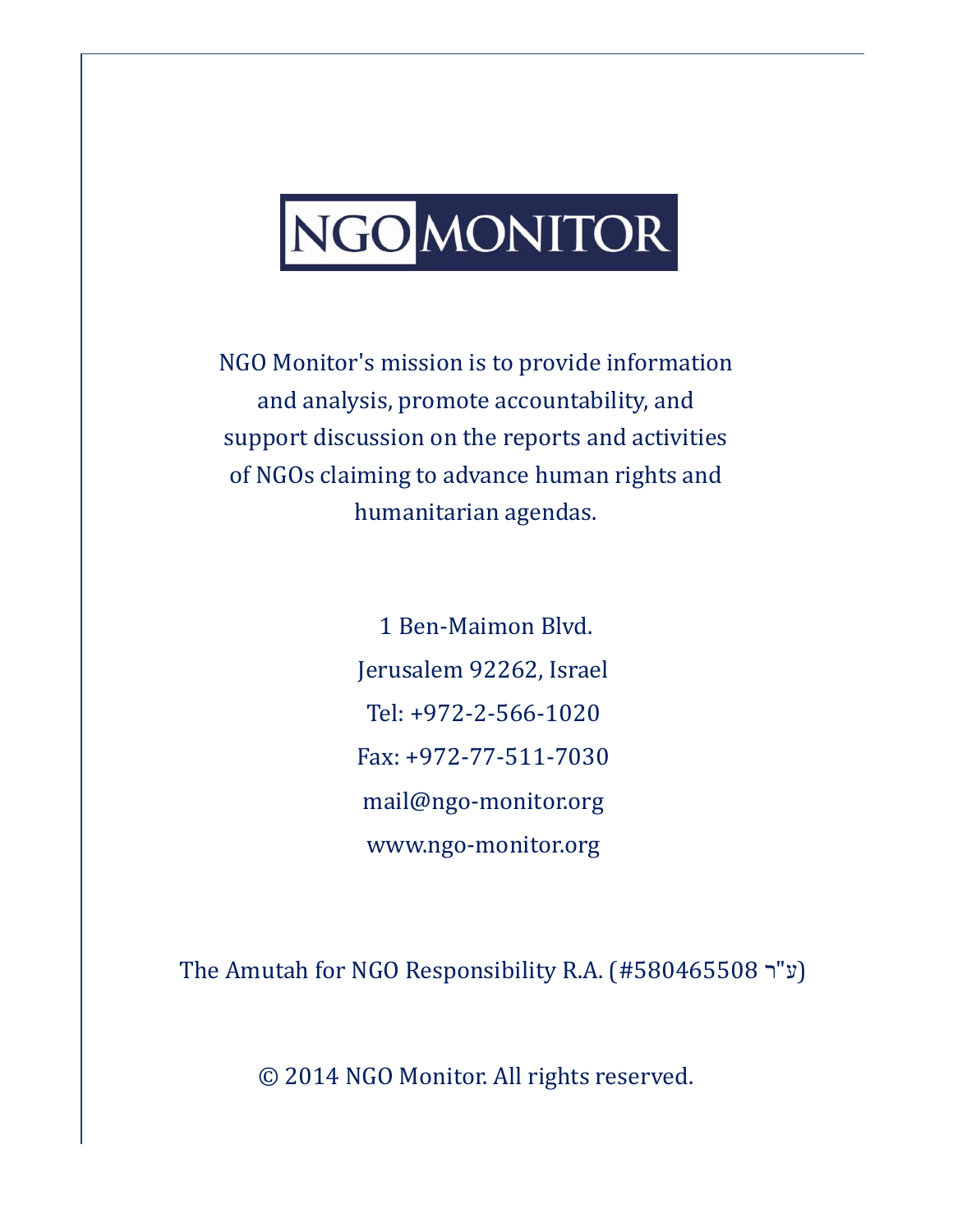NGO MONITOR

NGO Monitor's mission is to provide information and analysis, promote accountability, and support discussion on the reports and activities of NGOs claiming to advance human rights and humanitarian agendas.

1 Ben-Maimon Blvd.

Jerusalem 92262, Israel

Tel: +972-2-566-1020

Fax: +972-77-511-7030

mail@ngo-monitor.org

www.ngo-monitor.org

The Amutah for NGO Responsibility R.A. (#580465508 ע"ר)

© 2014 NGO Monitor. All rights reserved.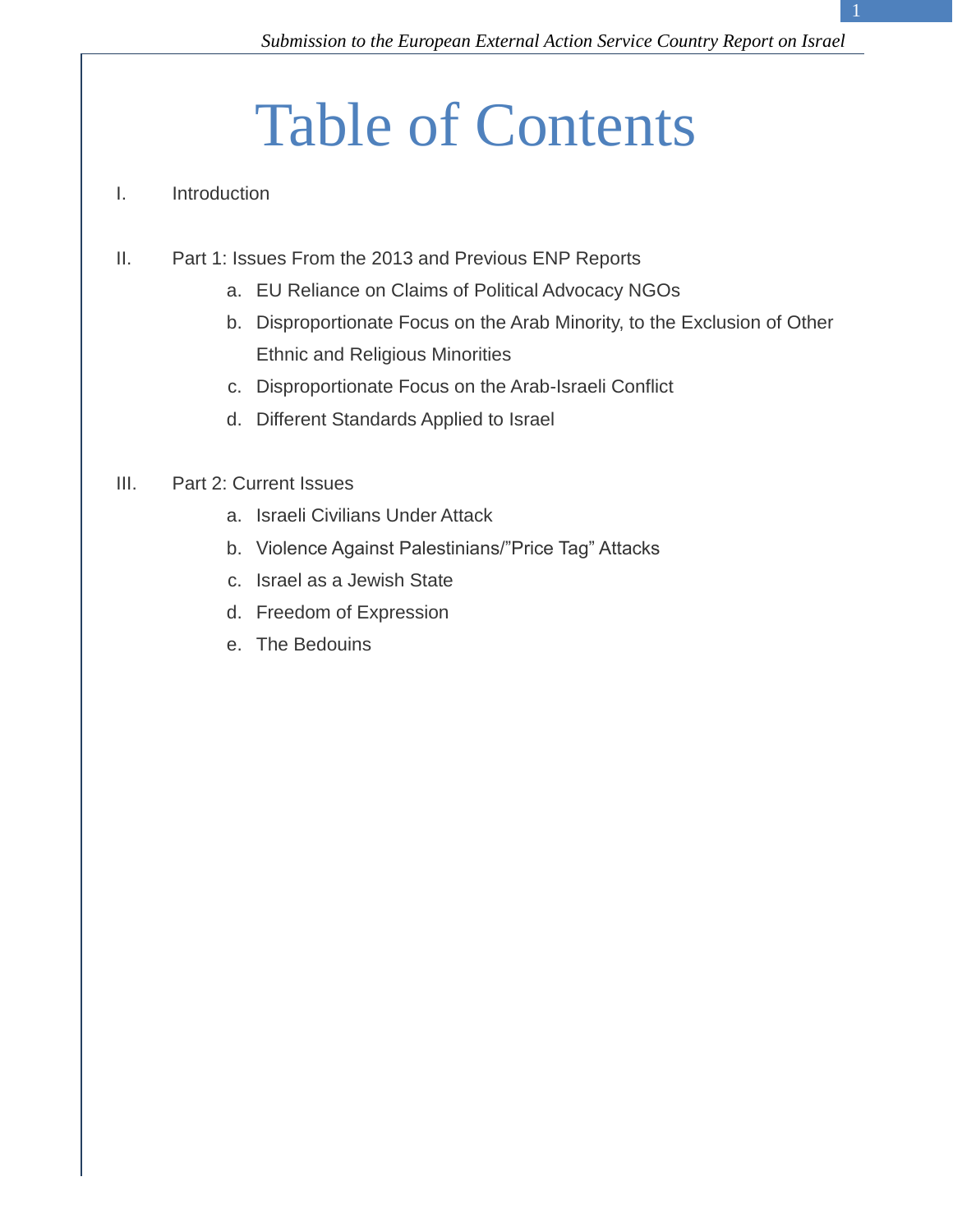# Table of Contents

I. Introduction

II. Part 1: Issues From the 2013 and Previous ENP Reports

   a. EU Reliance on Claims of Political Advocacy NGOs
   b. Disproportionate Focus on the Arab Minority, to the Exclusion of Other Ethnic and Religious Minorities
   c. Disproportionate Focus on the Arab-Israeli Conflict
   d. Different Standards Applied to Israel

III. Part 2: Current Issues

   a. Israeli Civilians Under Attack
   b. Violence Against Palestinians/"Price Tag" Attacks
   c. Israel as a Jewish State
   d. Freedom of Expression
   e. The Bedouins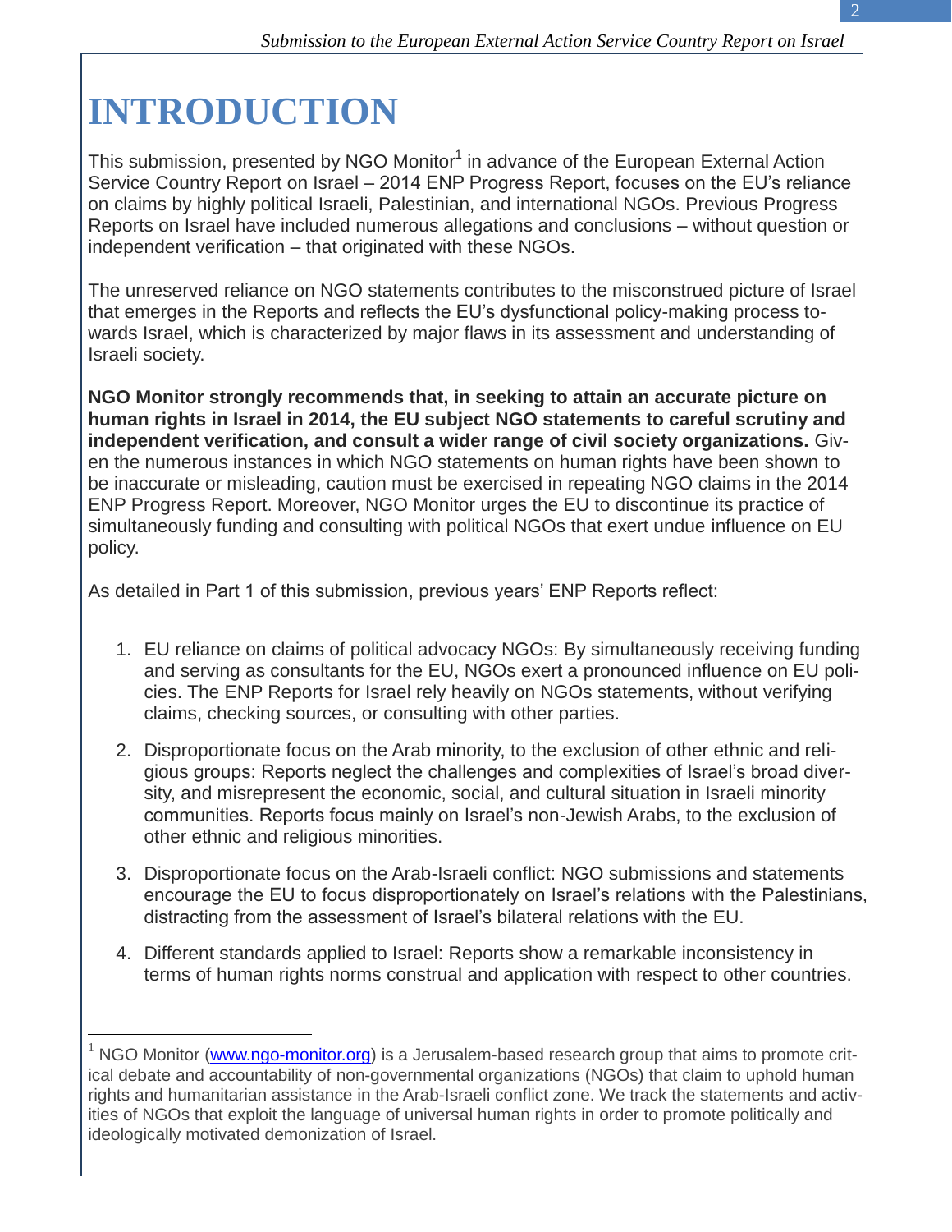# INTRODUCTION

This submission, presented by NGO Monitor[1] in advance of the European External Action Service Country Report on Israel – 2014 ENP Progress Report, focuses on the EU's reliance on claims by highly political Israeli, Palestinian, and international NGOs. Previous Progress Reports on Israel have included numerous allegations and conclusions – without question or independent verification – that originated with these NGOs.

The unreserved reliance on NGO statements contributes to the misconstrued picture of Israel that emerges in the Reports and reflects the EU's dysfunctional policy-making process towards Israel, which is characterized by major flaws in its assessment and understanding of Israeli society.

**NGO Monitor strongly recommends that, in seeking to attain an accurate picture on human rights in Israel in 2014, the EU subject NGO statements to careful scrutiny and independent verification, and consult a wider range of civil society organizations.** Given the numerous instances in which NGO statements on human rights have been shown to be inaccurate or misleading, caution must be exercised in repeating NGO claims in the 2014 ENP Progress Report. Moreover, NGO Monitor urges the EU to discontinue its practice of simultaneously funding and consulting with political NGOs that exert undue influence on EU policy.

As detailed in Part 1 of this submission, previous years' ENP Reports reflect:

1. EU reliance on claims of political advocacy NGOs: By simultaneously receiving funding and serving as consultants for the EU, NGOs exert a pronounced influence on EU policies. The ENP Reports for Israel rely heavily on NGOs statements, without verifying claims, checking sources, or consulting with other parties.
2. Disproportionate focus on the Arab minority, to the exclusion of other ethnic and religious groups: Reports neglect the challenges and complexities of Israel's broad diversity, and misrepresent the economic, social, and cultural situation in Israeli minority communities. Reports focus mainly on Israel's non-Jewish Arabs, to the exclusion of other ethnic and religious minorities.
3. Disproportionate focus on the Arab-Israeli conflict: NGO submissions and statements encourage the EU to focus disproportionately on Israel's relations with the Palestinians, distracting from the assessment of Israel's bilateral relations with the EU.
4. Different standards applied to Israel: Reports show a remarkable inconsistency in terms of human rights norms construal and application with respect to other countries.

---

[1] NGO Monitor (www.ngo-monitor.org) is a Jerusalem-based research group that aims to promote critical debate and accountability of non-governmental organizations (NGOs) that claim to uphold human rights and humanitarian assistance in the Arab-Israeli conflict zone. We track the statements and activities of NGOs that exploit the language of universal human rights in order to promote politically and ideologically motivated demonization of Israel.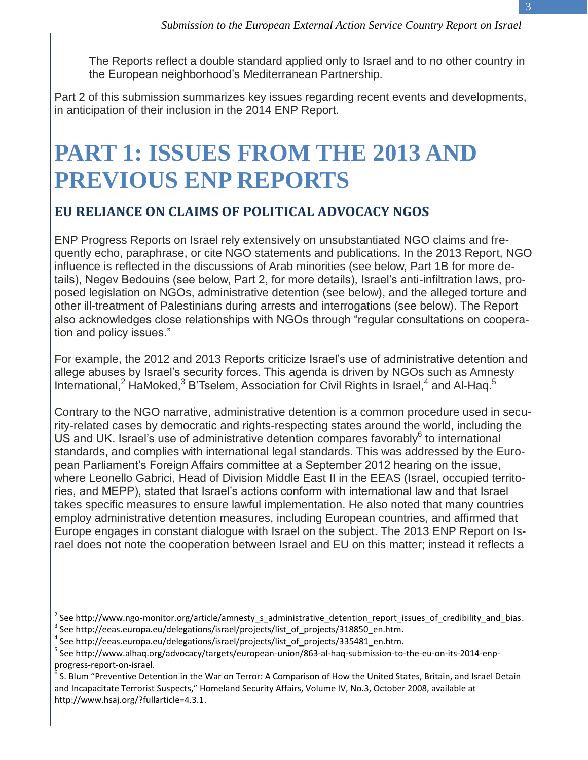The Reports reflect a double standard applied only to Israel and to no other country in the European neighborhood's Mediterranean Partnership.

Part 2 of this submission summarizes key issues regarding recent events and developments, in anticipation of their inclusion in the 2014 ENP Report.

# PART 1: ISSUES FROM THE 2013 AND PREVIOUS ENP REPORTS

## EU RELIANCE ON CLAIMS OF POLITICAL ADVOCACY NGOS

ENP Progress Reports on Israel rely extensively on unsubstantiated NGO claims and frequently echo, paraphrase, or cite NGO statements and publications. In the 2013 Report, NGO influence is reflected in the discussions of Arab minorities (see below, Part 1B for more details), Negev Bedouins (see below, Part 2, for more details), Israel's anti-infiltration laws, proposed legislation on NGOs, administrative detention (see below), and the alleged torture and other ill-treatment of Palestinians during arrests and interrogations (see below). The Report also acknowledges close relationships with NGOs through "regular consultations on cooperation and policy issues."

For example, the 2012 and 2013 Reports criticize Israel's use of administrative detention and allege abuses by Israel's security forces. This agenda is driven by NGOs such as Amnesty International,[2] HaMoked,[3] B'Tselem, Association for Civil Rights in Israel,[4] and Al-Haq.[5]

Contrary to the NGO narrative, administrative detention is a common procedure used in security-related cases by democratic and rights-respecting states around the world, including the US and UK. Israel's use of administrative detention compares favorably[6] to international standards, and complies with international legal standards. This was addressed by the European Parliament's Foreign Affairs committee at a September 2012 hearing on the issue, where Leonello Gabrici, Head of Division Middle East II in the EEAS (Israel, occupied territories, and MEPP), stated that Israel's actions conform with international law and that Israel takes specific measures to ensure lawful implementation. He also noted that many countries employ administrative detention measures, including European countries, and affirmed that Europe engages in constant dialogue with Israel on the subject. The 2013 ENP Report on Israel does not note the cooperation between Israel and EU on this matter; instead it reflects a

---

[2] See http://www.ngo-monitor.org/article/amnesty_s_administrative_detention_report_issues_of_credibility_and_bias.

[3] See http://eeas.europa.eu/delegations/israel/projects/list_of_projects/318850_en.htm.

[4] See http://eeas.europa.eu/delegations/israel/projects/list_of_projects/335481_en.htm.

[5] See http://www.alhaq.org/advocacy/targets/european-union/863-al-haq-submission-to-the-eu-on-its-2014-enp-progress-report-on-israel.

[6] S. Blum "Preventive Detention in the War on Terror: A Comparison of How the United States, Britain, and Israel Detain and Incapacitate Terrorist Suspects," Homeland Security Affairs, Volume IV, No.3, October 2008, available at http://www.hsaj.org/?fullarticle=4.3.1.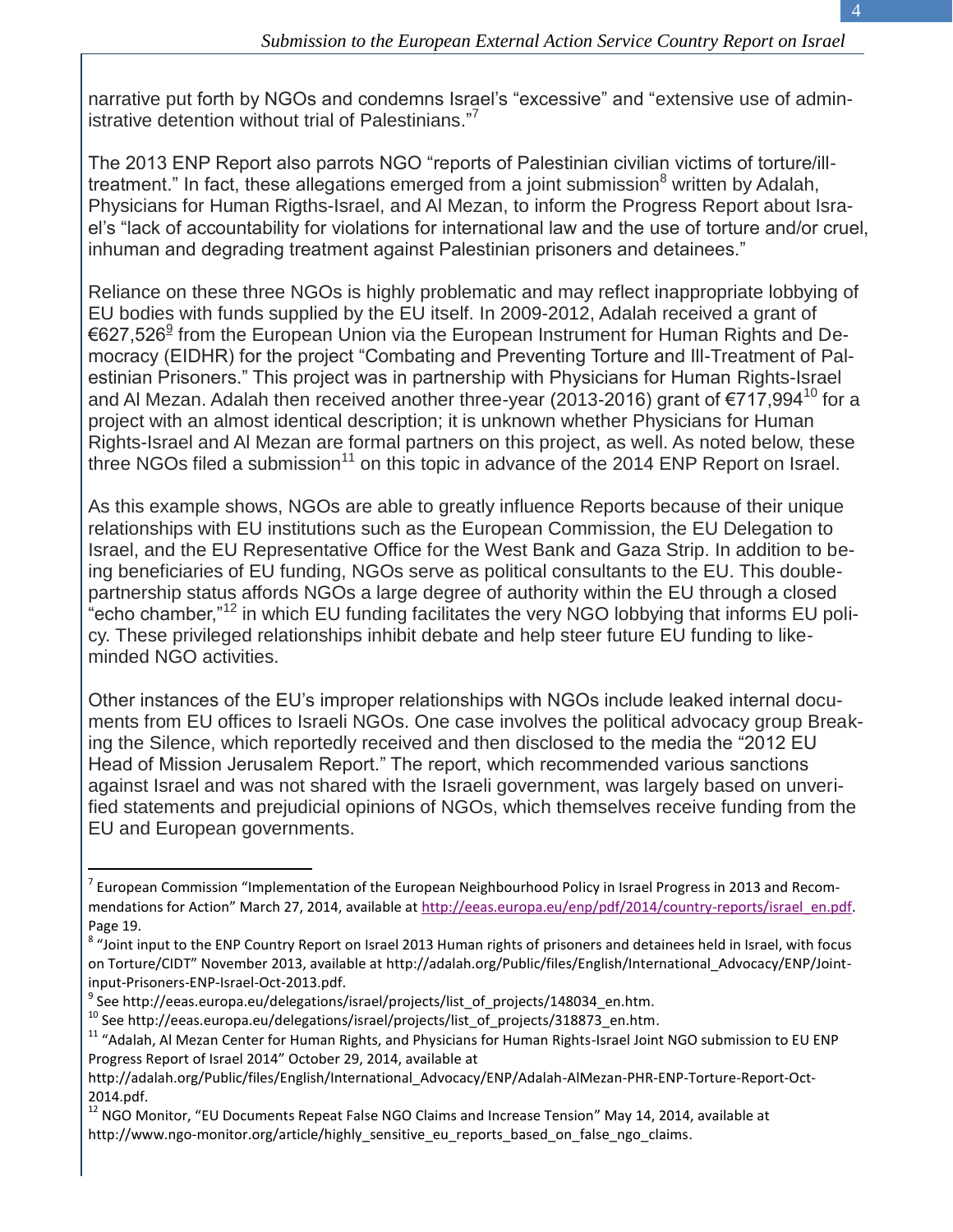narrative put forth by NGOs and condemns Israel's "excessive" and "extensive use of administrative detention without trial of Palestinians."[7]

The 2013 ENP Report also parrots NGO "reports of Palestinian civilian victims of torture/ill-treatment." In fact, these allegations emerged from a joint submission[8] written by Adalah, Physicians for Human Rigths-Israel, and Al Mezan, to inform the Progress Report about Israel's "lack of accountability for violations for international law and the use of torture and/or cruel, inhuman and degrading treatment against Palestinian prisoners and detainees."

Reliance on these three NGOs is highly problematic and may reflect inappropriate lobbying of EU bodies with funds supplied by the EU itself. In 2009-2012, Adalah received a grant of €627,526[9] from the European Union via the European Instrument for Human Rights and Democracy (EIDHR) for the project "Combating and Preventing Torture and Ill-Treatment of Palestinian Prisoners." This project was in partnership with Physicians for Human Rights-Israel and Al Mezan. Adalah then received another three-year (2013-2016) grant of €717,994[10] for a project with an almost identical description; it is unknown whether Physicians for Human Rights-Israel and Al Mezan are formal partners on this project, as well. As noted below, these three NGOs filed a submission[11] on this topic in advance of the 2014 ENP Report on Israel.

As this example shows, NGOs are able to greatly influence Reports because of their unique relationships with EU institutions such as the European Commission, the EU Delegation to Israel, and the EU Representative Office for the West Bank and Gaza Strip. In addition to being beneficiaries of EU funding, NGOs serve as political consultants to the EU. This double-partnership status affords NGOs a large degree of authority within the EU through a closed "echo chamber,"[12] in which EU funding facilitates the very NGO lobbying that informs EU policy. These privileged relationships inhibit debate and help steer future EU funding to like-minded NGO activities.

Other instances of the EU's improper relationships with NGOs include leaked internal documents from EU offices to Israeli NGOs. One case involves the political advocacy group Breaking the Silence, which reportedly received and then disclosed to the media the "2012 EU Head of Mission Jerusalem Report." The report, which recommended various sanctions against Israel and was not shared with the Israeli government, was largely based on unverified statements and prejudicial opinions of NGOs, which themselves receive funding from the EU and European governments.

---

[7] European Commission "Implementation of the European Neighbourhood Policy in Israel Progress in 2013 and Recommendations for Action" March 27, 2014, available at http://eeas.europa.eu/enp/pdf/2014/country-reports/israel_en.pdf. Page 19.

[8] "Joint input to the ENP Country Report on Israel 2013 Human rights of prisoners and detainees held in Israel, with focus on Torture/CIDT" November 2013, available at http://adalah.org/Public/files/English/International_Advocacy/ENP/Joint-input-Prisoners-ENP-Israel-Oct-2013.pdf.

[9] See http://eeas.europa.eu/delegations/israel/projects/list_of_projects/148034_en.htm.

[10] See http://eeas.europa.eu/delegations/israel/projects/list_of_projects/318873_en.htm.

[11] "Adalah, Al Mezan Center for Human Rights, and Physicians for Human Rights-Israel Joint NGO submission to EU ENP Progress Report of Israel 2014" October 29, 2014, available at http://adalah.org/Public/files/English/International_Advocacy/ENP/Adalah-AlMezan-PHR-ENP-Torture-Report-Oct-2014.pdf.

[12] NGO Monitor, "EU Documents Repeat False NGO Claims and Increase Tension" May 14, 2014, available at http://www.ngo-monitor.org/article/highly_sensitive_eu_reports_based_on_false_ngo_claims.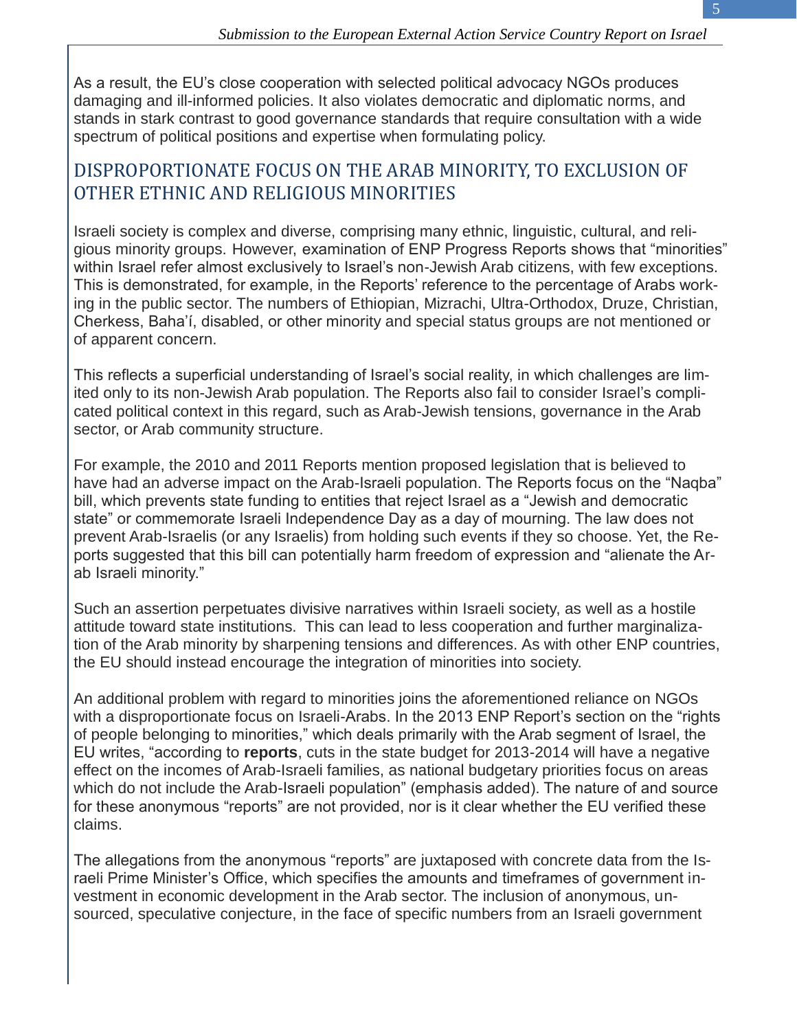As a result, the EU's close cooperation with selected political advocacy NGOs produces damaging and ill-informed policies. It also violates democratic and diplomatic norms, and stands in stark contrast to good governance standards that require consultation with a wide spectrum of political positions and expertise when formulating policy.

## DISPROPORTIONATE FOCUS ON THE ARAB MINORITY, TO EXCLUSION OF OTHER ETHNIC AND RELIGIOUS MINORITIES

Israeli society is complex and diverse, comprising many ethnic, linguistic, cultural, and religious minority groups. However, examination of ENP Progress Reports shows that "minorities" within Israel refer almost exclusively to Israel's non-Jewish Arab citizens, with few exceptions. This is demonstrated, for example, in the Reports' reference to the percentage of Arabs working in the public sector. The numbers of Ethiopian, Mizrachi, Ultra-Orthodox, Druze, Christian, Cherkess, Baha'í, disabled, or other minority and special status groups are not mentioned or of apparent concern.

This reflects a superficial understanding of Israel's social reality, in which challenges are limited only to its non-Jewish Arab population. The Reports also fail to consider Israel's complicated political context in this regard, such as Arab-Jewish tensions, governance in the Arab sector, or Arab community structure.

For example, the 2010 and 2011 Reports mention proposed legislation that is believed to have had an adverse impact on the Arab-Israeli population. The Reports focus on the "Naqba" bill, which prevents state funding to entities that reject Israel as a "Jewish and democratic state" or commemorate Israeli Independence Day as a day of mourning. The law does not prevent Arab-Israelis (or any Israelis) from holding such events if they so choose. Yet, the Reports suggested that this bill can potentially harm freedom of expression and "alienate the Arab Israeli minority."

Such an assertion perpetuates divisive narratives within Israeli society, as well as a hostile attitude toward state institutions. This can lead to less cooperation and further marginalization of the Arab minority by sharpening tensions and differences. As with other ENP countries, the EU should instead encourage the integration of minorities into society.

An additional problem with regard to minorities joins the aforementioned reliance on NGOs with a disproportionate focus on Israeli-Arabs. In the 2013 ENP Report's section on the "rights of people belonging to minorities," which deals primarily with the Arab segment of Israel, the EU writes, "according to **reports**, cuts in the state budget for 2013-2014 will have a negative effect on the incomes of Arab-Israeli families, as national budgetary priorities focus on areas which do not include the Arab-Israeli population" (emphasis added). The nature of and source for these anonymous "reports" are not provided, nor is it clear whether the EU verified these claims.

The allegations from the anonymous "reports" are juxtaposed with concrete data from the Israeli Prime Minister's Office, which specifies the amounts and timeframes of government investment in economic development in the Arab sector. The inclusion of anonymous, unsourced, speculative conjecture, in the face of specific numbers from an Israeli government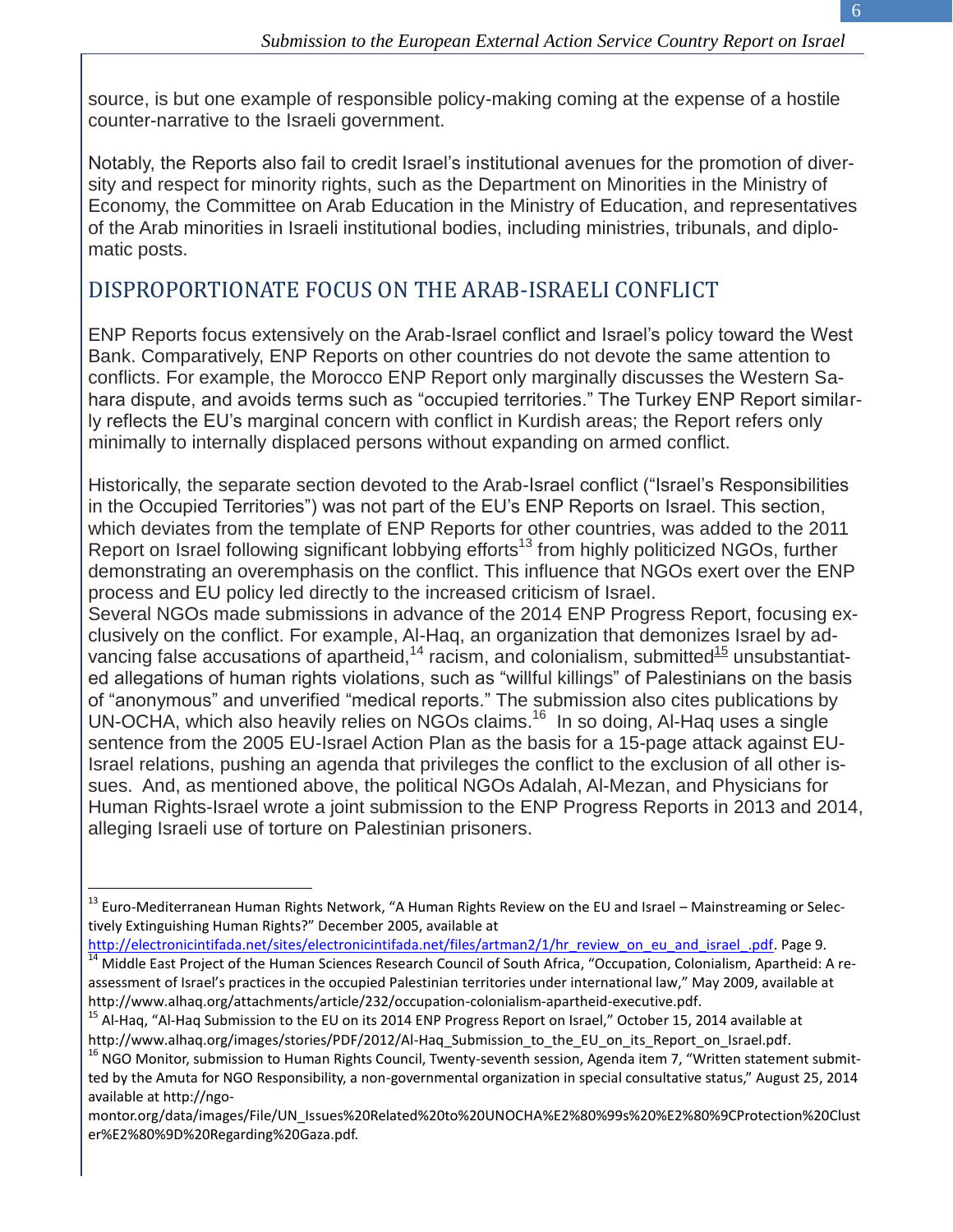source, is but one example of responsible policy-making coming at the expense of a hostile counter-narrative to the Israeli government.

Notably, the Reports also fail to credit Israel's institutional avenues for the promotion of diversity and respect for minority rights, such as the Department on Minorities in the Ministry of Economy, the Committee on Arab Education in the Ministry of Education, and representatives of the Arab minorities in Israeli institutional bodies, including ministries, tribunals, and diplomatic posts.

## DISPROPORTIONATE FOCUS ON THE ARAB-ISRAELI CONFLICT

ENP Reports focus extensively on the Arab-Israel conflict and Israel's policy toward the West Bank. Comparatively, ENP Reports on other countries do not devote the same attention to conflicts. For example, the Morocco ENP Report only marginally discusses the Western Sahara dispute, and avoids terms such as "occupied territories." The Turkey ENP Report similarly reflects the EU's marginal concern with conflict in Kurdish areas; the Report refers only minimally to internally displaced persons without expanding on armed conflict.

Historically, the separate section devoted to the Arab-Israel conflict ("Israel's Responsibilities in the Occupied Territories") was not part of the EU's ENP Reports on Israel. This section, which deviates from the template of ENP Reports for other countries, was added to the 2011 Report on Israel following significant lobbying efforts[13] from highly politicized NGOs, further demonstrating an overemphasis on the conflict. This influence that NGOs exert over the ENP process and EU policy led directly to the increased criticism of Israel.

Several NGOs made submissions in advance of the 2014 ENP Progress Report, focusing exclusively on the conflict. For example, Al-Haq, an organization that demonizes Israel by advancing false accusations of apartheid,[14] racism, and colonialism, submitted[15] unsubstantiated allegations of human rights violations, such as "willful killings" of Palestinians on the basis of "anonymous" and unverified "medical reports." The submission also cites publications by UN-OCHA, which also heavily relies on NGOs claims.[16] In so doing, Al-Haq uses a single sentence from the 2005 EU-Israel Action Plan as the basis for a 15-page attack against EU-Israel relations, pushing an agenda that privileges the conflict to the exclusion of all other issues. And, as mentioned above, the political NGOs Adalah, Al-Mezan, and Physicians for Human Rights-Israel wrote a joint submission to the ENP Progress Reports in 2013 and 2014, alleging Israeli use of torture on Palestinian prisoners.

---

[13] Euro-Mediterranean Human Rights Network, "A Human Rights Review on the EU and Israel – Mainstreaming or Selectively Extinguishing Human Rights?" December 2005, available at http://electronicintifada.net/sites/electronicintifada.net/files/artman2/1/hr_review_on_eu_and_israel_.pdf. Page 9.

[14] Middle East Project of the Human Sciences Research Council of South Africa, "Occupation, Colonialism, Apartheid: A re-assessment of Israel's practices in the occupied Palestinian territories under international law," May 2009, available at http://www.alhaq.org/attachments/article/232/occupation-colonialism-apartheid-executive.pdf.

[15] Al-Haq, "Al-Haq Submission to the EU on its 2014 ENP Progress Report on Israel," October 15, 2014 available at http://www.alhaq.org/images/stories/PDF/2012/Al-Haq_Submission_to_the_EU_on_its_Report_on_Israel.pdf.

[16] NGO Monitor, submission to Human Rights Council, Twenty-seventh session, Agenda item 7, "Written statement submitted by the Amuta for NGO Responsibility, a non-governmental organization in special consultative status," August 25, 2014 available at http://ngo-monitor.org/data/images/File/UN_Issues%20Related%20to%20UNOCHA%E2%80%99s%20%E2%80%9CProtection%20Cluster%E2%80%9D%20Regarding%20Gaza.pdf.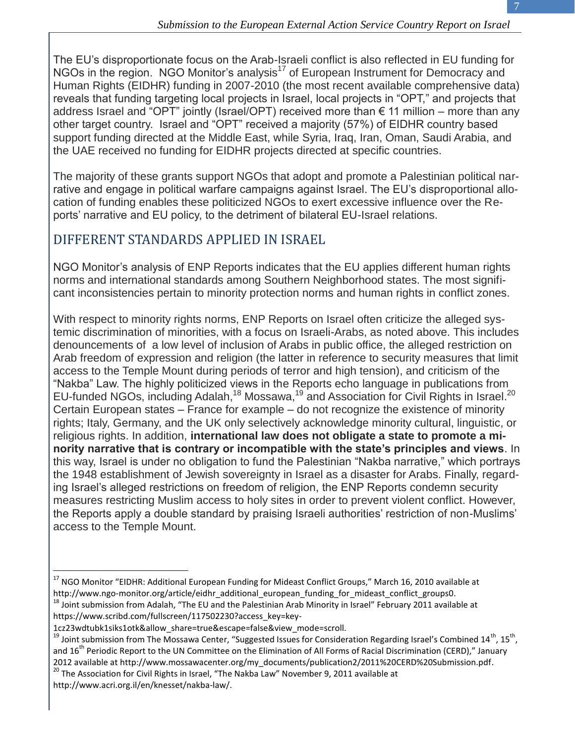The EU's disproportionate focus on the Arab-Israeli conflict is also reflected in EU funding for NGOs in the region. NGO Monitor's analysis[17] of European Instrument for Democracy and Human Rights (EIDHR) funding in 2007-2010 (the most recent available comprehensive data) reveals that funding targeting local projects in Israel, local projects in "OPT," and projects that address Israel and "OPT" jointly (Israel/OPT) received more than € 11 million – more than any other target country. Israel and "OPT" received a majority (57%) of EIDHR country based support funding directed at the Middle East, while Syria, Iraq, Iran, Oman, Saudi Arabia, and the UAE received no funding for EIDHR projects directed at specific countries.

The majority of these grants support NGOs that adopt and promote a Palestinian political narrative and engage in political warfare campaigns against Israel. The EU's disproportional allocation of funding enables these politicized NGOs to exert excessive influence over the Reports' narrative and EU policy, to the detriment of bilateral EU-Israel relations.

## DIFFERENT STANDARDS APPLIED IN ISRAEL

NGO Monitor's analysis of ENP Reports indicates that the EU applies different human rights norms and international standards among Southern Neighborhood states. The most significant inconsistencies pertain to minority protection norms and human rights in conflict zones.

With respect to minority rights norms, ENP Reports on Israel often criticize the alleged systemic discrimination of minorities, with a focus on Israeli-Arabs, as noted above. This includes denouncements of a low level of inclusion of Arabs in public office, the alleged restriction on Arab freedom of expression and religion (the latter in reference to security measures that limit access to the Temple Mount during periods of terror and high tension), and criticism of the "Nakba" Law. The highly politicized views in the Reports echo language in publications from EU-funded NGOs, including Adalah,[18] Mossawa,[19] and Association for Civil Rights in Israel.[20] Certain European states – France for example – do not recognize the existence of minority rights; Italy, Germany, and the UK only selectively acknowledge minority cultural, linguistic, or religious rights. In addition, **international law does not obligate a state to promote a minority narrative that is contrary or incompatible with the state's principles and views**. In this way, Israel is under no obligation to fund the Palestinian "Nakba narrative," which portrays the 1948 establishment of Jewish sovereignty in Israel as a disaster for Arabs. Finally, regarding Israel's alleged restrictions on freedom of religion, the ENP Reports condemn security measures restricting Muslim access to holy sites in order to prevent violent conflict. However, the Reports apply a double standard by praising Israeli authorities' restriction of non-Muslims' access to the Temple Mount.

---

[17] NGO Monitor "EIDHR: Additional European Funding for Mideast Conflict Groups," March 16, 2010 available at http://www.ngo-monitor.org/article/eidhr_additional_european_funding_for_mideast_conflict_groups0.

[18] Joint submission from Adalah, "The EU and the Palestinian Arab Minority in Israel" February 2011 available at https://www.scribd.com/fullscreen/117502230?access_key=key-1cz23wdtubk1siks1otk&allow_share=true&escape=false&view_mode=scroll.

[19] Joint submission from The Mossawa Center, "Suggested Issues for Consideration Regarding Israel's Combined 14th, 15th, and 16th Periodic Report to the UN Committee on the Elimination of All Forms of Racial Discrimination (CERD)," January 2012 available at http://www.mossawacenter.org/my_documents/publication2/2011%20CERD%20Submission.pdf.

[20] The Association for Civil Rights in Israel, "The Nakba Law" November 9, 2011 available at http://www.acri.org.il/en/knesset/nakba-law/.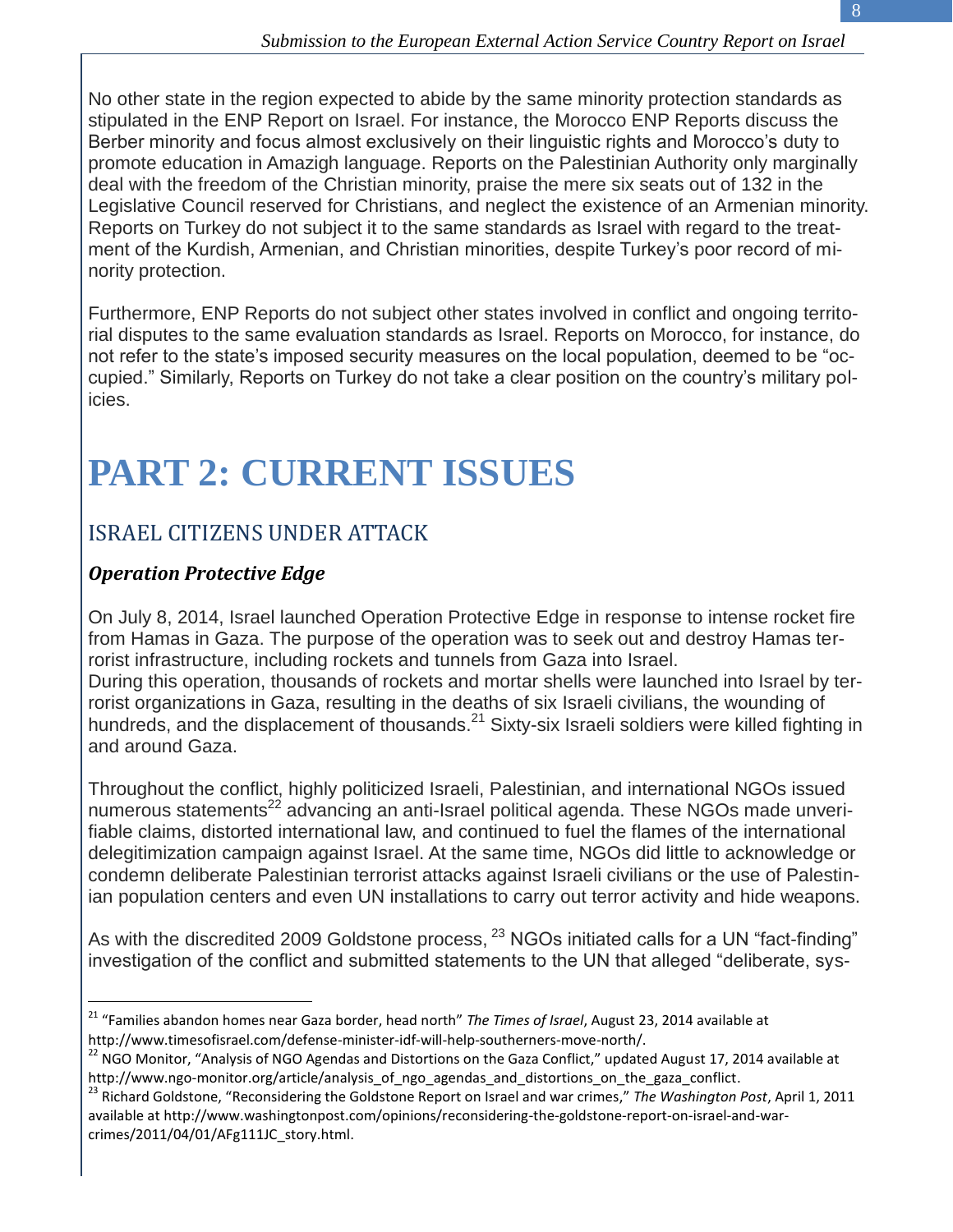No other state in the region expected to abide by the same minority protection standards as stipulated in the ENP Report on Israel. For instance, the Morocco ENP Reports discuss the Berber minority and focus almost exclusively on their linguistic rights and Morocco's duty to promote education in Amazigh language. Reports on the Palestinian Authority only marginally deal with the freedom of the Christian minority, praise the mere six seats out of 132 in the Legislative Council reserved for Christians, and neglect the existence of an Armenian minority. Reports on Turkey do not subject it to the same standards as Israel with regard to the treatment of the Kurdish, Armenian, and Christian minorities, despite Turkey's poor record of minority protection.

Furthermore, ENP Reports do not subject other states involved in conflict and ongoing territorial disputes to the same evaluation standards as Israel. Reports on Morocco, for instance, do not refer to the state's imposed security measures on the local population, deemed to be "occupied." Similarly, Reports on Turkey do not take a clear position on the country's military policies.

# PART 2: CURRENT ISSUES

## ISRAEL CITIZENS UNDER ATTACK

### *Operation Protective Edge*

On July 8, 2014, Israel launched Operation Protective Edge in response to intense rocket fire from Hamas in Gaza. The purpose of the operation was to seek out and destroy Hamas terrorist infrastructure, including rockets and tunnels from Gaza into Israel.
During this operation, thousands of rockets and mortar shells were launched into Israel by terrorist organizations in Gaza, resulting in the deaths of six Israeli civilians, the wounding of hundreds, and the displacement of thousands.[21] Sixty-six Israeli soldiers were killed fighting in and around Gaza.

Throughout the conflict, highly politicized Israeli, Palestinian, and international NGOs issued numerous statements[22] advancing an anti-Israel political agenda. These NGOs made unverifiable claims, distorted international law, and continued to fuel the flames of the international delegitimization campaign against Israel. At the same time, NGOs did little to acknowledge or condemn deliberate Palestinian terrorist attacks against Israeli civilians or the use of Palestinian population centers and even UN installations to carry out terror activity and hide weapons.

As with the discredited 2009 Goldstone process, [23] NGOs initiated calls for a UN "fact-finding" investigation of the conflict and submitted statements to the UN that alleged "deliberate, sys-

---

[21] "Families abandon homes near Gaza border, head north" *The Times of Israel*, August 23, 2014 available at http://www.timesofisrael.com/defense-minister-idf-will-help-southerners-move-north/.

[22] NGO Monitor, "Analysis of NGO Agendas and Distortions on the Gaza Conflict," updated August 17, 2014 available at http://www.ngo-monitor.org/article/analysis_of_ngo_agendas_and_distortions_on_the_gaza_conflict.

[23] Richard Goldstone, "Reconsidering the Goldstone Report on Israel and war crimes," *The Washington Post*, April 1, 2011 available at http://www.washingtonpost.com/opinions/reconsidering-the-goldstone-report-on-israel-and-war-crimes/2011/04/01/AFg111JC_story.html.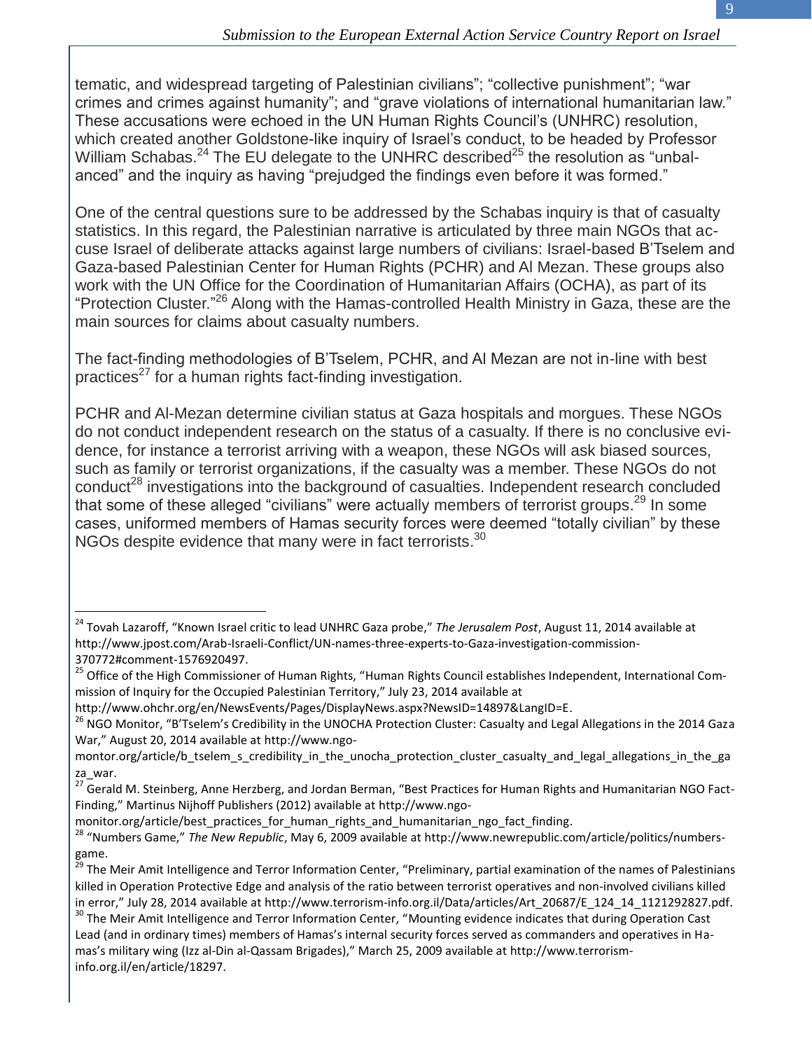tematic, and widespread targeting of Palestinian civilians"; "collective punishment"; "war crimes and crimes against humanity"; and "grave violations of international humanitarian law." These accusations were echoed in the UN Human Rights Council's (UNHRC) resolution, which created another Goldstone-like inquiry of Israel's conduct, to be headed by Professor William Schabas.[24] The EU delegate to the UNHRC described[25] the resolution as "unbalanced" and the inquiry as having "prejudged the findings even before it was formed."

One of the central questions sure to be addressed by the Schabas inquiry is that of casualty statistics. In this regard, the Palestinian narrative is articulated by three main NGOs that accuse Israel of deliberate attacks against large numbers of civilians: Israel-based B'Tselem and Gaza-based Palestinian Center for Human Rights (PCHR) and Al Mezan. These groups also work with the UN Office for the Coordination of Humanitarian Affairs (OCHA), as part of its "Protection Cluster."[26] Along with the Hamas-controlled Health Ministry in Gaza, these are the main sources for claims about casualty numbers.

The fact-finding methodologies of B'Tselem, PCHR, and Al Mezan are not in-line with best practices[27] for a human rights fact-finding investigation.

PCHR and Al-Mezan determine civilian status at Gaza hospitals and morgues. These NGOs do not conduct independent research on the status of a casualty. If there is no conclusive evidence, for instance a terrorist arriving with a weapon, these NGOs will ask biased sources, such as family or terrorist organizations, if the casualty was a member. These NGOs do not conduct[28] investigations into the background of casualties. Independent research concluded that some of these alleged "civilians" were actually members of terrorist groups.[29] In some cases, uniformed members of Hamas security forces were deemed "totally civilian" by these NGOs despite evidence that many were in fact terrorists.[30]

---

[24] Tovah Lazaroff, "Known Israel critic to lead UNHRC Gaza probe," *The Jerusalem Post*, August 11, 2014 available at http://www.jpost.com/Arab-Israeli-Conflict/UN-names-three-experts-to-Gaza-investigation-commission-370772#comment-1576920497.

[25] Office of the High Commissioner of Human Rights, "Human Rights Council establishes Independent, International Commission of Inquiry for the Occupied Palestinian Territory," July 23, 2014 available at http://www.ohchr.org/en/NewsEvents/Pages/DisplayNews.aspx?NewsID=14897&LangID=E.

[26] NGO Monitor, "B'Tselem's Credibility in the UNOCHA Protection Cluster: Casualty and Legal Allegations in the 2014 Gaza War," August 20, 2014 available at http://www.ngo-montor.org/article/b_tselem_s_credibility_in_the_unocha_protection_cluster_casualty_and_legal_allegations_in_the_gaza_war.

[27] Gerald M. Steinberg, Anne Herzberg, and Jordan Berman, "Best Practices for Human Rights and Humanitarian NGO Fact-Finding," Martinus Nijhoff Publishers (2012) available at http://www.ngo-monitor.org/article/best_practices_for_human_rights_and_humanitarian_ngo_fact_finding.

[28] "Numbers Game," *The New Republic*, May 6, 2009 available at http://www.newrepublic.com/article/politics/numbers-game.

[29] The Meir Amit Intelligence and Terror Information Center, "Preliminary, partial examination of the names of Palestinians killed in Operation Protective Edge and analysis of the ratio between terrorist operatives and non-involved civilians killed in error," July 28, 2014 available at http://www.terrorism-info.org.il/Data/articles/Art_20687/E_124_14_1121292827.pdf.

[30] The Meir Amit Intelligence and Terror Information Center, "Mounting evidence indicates that during Operation Cast Lead (and in ordinary times) members of Hamas's internal security forces served as commanders and operatives in Hamas's military wing (Izz al-Din al-Qassam Brigades)," March 25, 2009 available at http://www.terrorism-info.org.il/en/article/18297.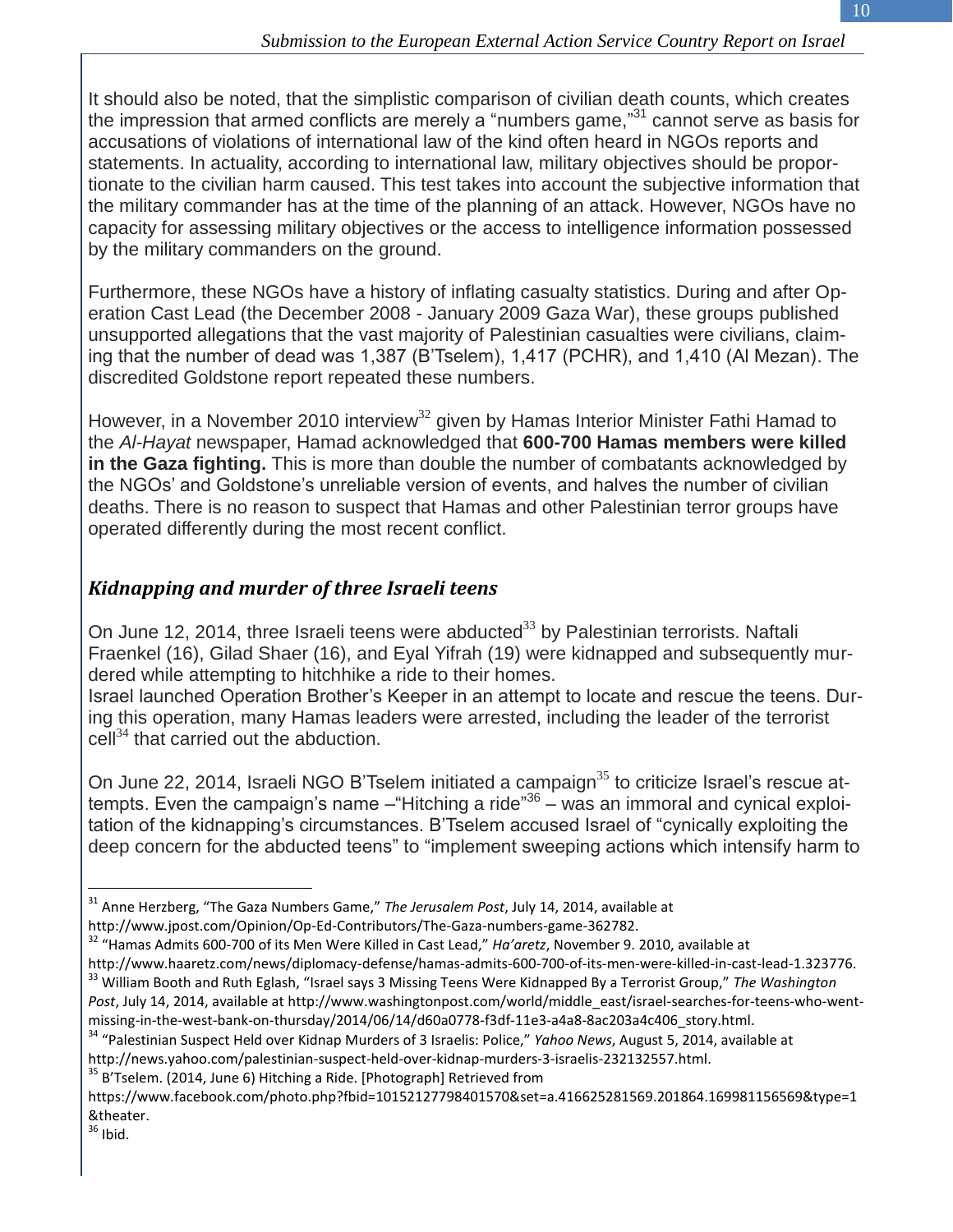It should also be noted, that the simplistic comparison of civilian death counts, which creates the impression that armed conflicts are merely a "numbers game,"[31] cannot serve as basis for accusations of violations of international law of the kind often heard in NGOs reports and statements. In actuality, according to international law, military objectives should be proportionate to the civilian harm caused. This test takes into account the subjective information that the military commander has at the time of the planning of an attack. However, NGOs have no capacity for assessing military objectives or the access to intelligence information possessed by the military commanders on the ground.

Furthermore, these NGOs have a history of inflating casualty statistics. During and after Operation Cast Lead (the December 2008 - January 2009 Gaza War), these groups published unsupported allegations that the vast majority of Palestinian casualties were civilians, claiming that the number of dead was 1,387 (B'Tselem), 1,417 (PCHR), and 1,410 (Al Mezan). The discredited Goldstone report repeated these numbers.

However, in a November 2010 interview[32] given by Hamas Interior Minister Fathi Hamad to the *Al-Hayat* newspaper, Hamad acknowledged that **600-700 Hamas members were killed in the Gaza fighting.** This is more than double the number of combatants acknowledged by the NGOs' and Goldstone's unreliable version of events, and halves the number of civilian deaths. There is no reason to suspect that Hamas and other Palestinian terror groups have operated differently during the most recent conflict.

## *Kidnapping and murder of three Israeli teens*

On June 12, 2014, three Israeli teens were abducted[33] by Palestinian terrorists. Naftali Fraenkel (16), Gilad Shaer (16), and Eyal Yifrah (19) were kidnapped and subsequently murdered while attempting to hitchhike a ride to their homes.
Israel launched Operation Brother's Keeper in an attempt to locate and rescue the teens. During this operation, many Hamas leaders were arrested, including the leader of the terrorist cell[34] that carried out the abduction.

On June 22, 2014, Israeli NGO B'Tselem initiated a campaign[35] to criticize Israel's rescue attempts. Even the campaign's name –"Hitching a ride"[36] – was an immoral and cynical exploitation of the kidnapping's circumstances. B'Tselem accused Israel of "cynically exploiting the deep concern for the abducted teens" to "implement sweeping actions which intensify harm to

---

[31] Anne Herzberg, "The Gaza Numbers Game," *The Jerusalem Post*, July 14, 2014, available at http://www.jpost.com/Opinion/Op-Ed-Contributors/The-Gaza-numbers-game-362782.

[32] "Hamas Admits 600-700 of its Men Were Killed in Cast Lead," *Ha'aretz*, November 9. 2010, available at http://www.haaretz.com/news/diplomacy-defense/hamas-admits-600-700-of-its-men-were-killed-in-cast-lead-1.323776.

[33] William Booth and Ruth Eglash, "Israel says 3 Missing Teens Were Kidnapped By a Terrorist Group," *The Washington Post*, July 14, 2014, available at http://www.washingtonpost.com/world/middle_east/israel-searches-for-teens-who-went-missing-in-the-west-bank-on-thursday/2014/06/14/d60a0778-f3df-11e3-a4a8-8ac203a4c406_story.html.

[34] "Palestinian Suspect Held over Kidnap Murders of 3 Israelis: Police," *Yahoo News*, August 5, 2014, available at http://news.yahoo.com/palestinian-suspect-held-over-kidnap-murders-3-israelis-232132557.html.

[35] B'Tselem. (2014, June 6) Hitching a Ride. [Photograph] Retrieved from https://www.facebook.com/photo.php?fbid=10152127798401570&set=a.416625281569.201864.169981156569&type=1&theater.

[36] Ibid.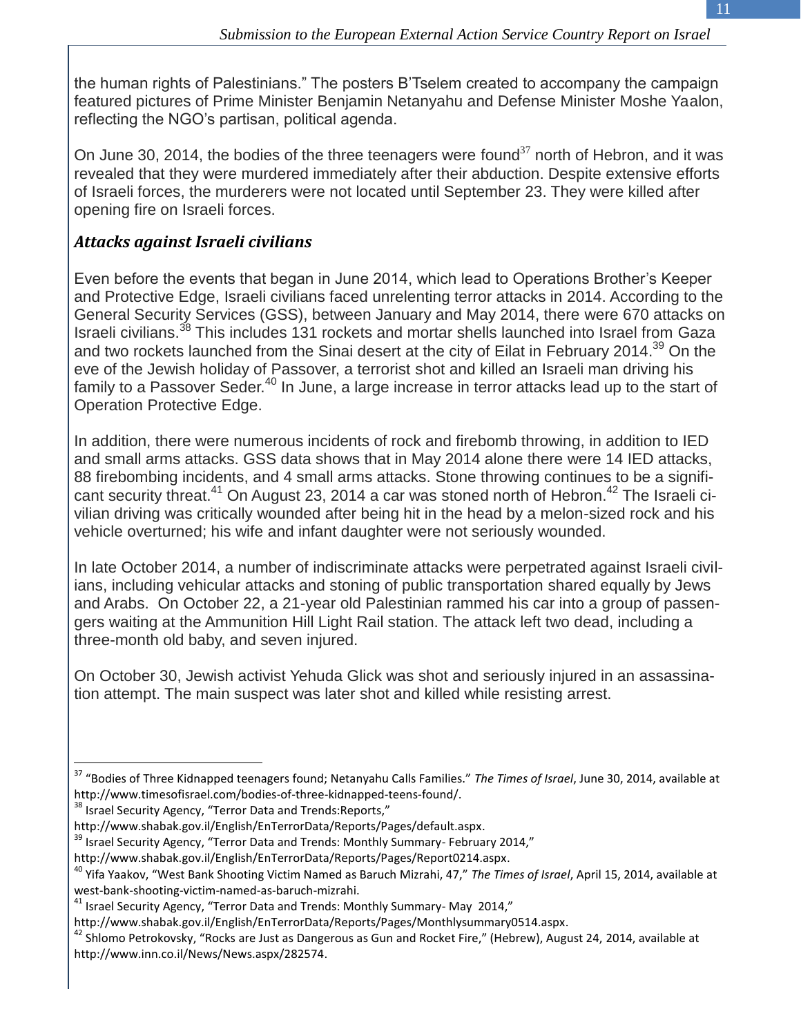the human rights of Palestinians." The posters B'Tselem created to accompany the campaign featured pictures of Prime Minister Benjamin Netanyahu and Defense Minister Moshe Yaalon, reflecting the NGO's partisan, political agenda.

On June 30, 2014, the bodies of the three teenagers were found[37] north of Hebron, and it was revealed that they were murdered immediately after their abduction. Despite extensive efforts of Israeli forces, the murderers were not located until September 23. They were killed after opening fire on Israeli forces.

### *Attacks against Israeli civilians*

Even before the events that began in June 2014, which lead to Operations Brother's Keeper and Protective Edge, Israeli civilians faced unrelenting terror attacks in 2014. According to the General Security Services (GSS), between January and May 2014, there were 670 attacks on Israeli civilians.[38] This includes 131 rockets and mortar shells launched into Israel from Gaza and two rockets launched from the Sinai desert at the city of Eilat in February 2014.[39] On the eve of the Jewish holiday of Passover, a terrorist shot and killed an Israeli man driving his family to a Passover Seder.[40] In June, a large increase in terror attacks lead up to the start of Operation Protective Edge.

In addition, there were numerous incidents of rock and firebomb throwing, in addition to IED and small arms attacks. GSS data shows that in May 2014 alone there were 14 IED attacks, 88 firebombing incidents, and 4 small arms attacks. Stone throwing continues to be a significant security threat.[41] On August 23, 2014 a car was stoned north of Hebron.[42] The Israeli civilian driving was critically wounded after being hit in the head by a melon-sized rock and his vehicle overturned; his wife and infant daughter were not seriously wounded.

In late October 2014, a number of indiscriminate attacks were perpetrated against Israeli civilians, including vehicular attacks and stoning of public transportation shared equally by Jews and Arabs. On October 22, a 21-year old Palestinian rammed his car into a group of passengers waiting at the Ammunition Hill Light Rail station. The attack left two dead, including a three-month old baby, and seven injured.

On October 30, Jewish activist Yehuda Glick was shot and seriously injured in an assassination attempt. The main suspect was later shot and killed while resisting arrest.

---

[37] "Bodies of Three Kidnapped teenagers found; Netanyahu Calls Families." *The Times of Israel*, June 30, 2014, available at http://www.timesofisrael.com/bodies-of-three-kidnapped-teens-found/.

[38] Israel Security Agency, "Terror Data and Trends:Reports," http://www.shabak.gov.il/English/EnTerrorData/Reports/Pages/default.aspx.

[39] Israel Security Agency, "Terror Data and Trends: Monthly Summary- February 2014," http://www.shabak.gov.il/English/EnTerrorData/Reports/Pages/Report0214.aspx.

[40] Yifa Yaakov, "West Bank Shooting Victim Named as Baruch Mizrahi, 47," *The Times of Israel*, April 15, 2014, available at west-bank-shooting-victim-named-as-baruch-mizrahi.

[41] Israel Security Agency, "Terror Data and Trends: Monthly Summary- May 2014," http://www.shabak.gov.il/English/EnTerrorData/Reports/Pages/Monthlysummary0514.aspx.

[42] Shlomo Petrokovsky, "Rocks are Just as Dangerous as Gun and Rocket Fire," (Hebrew), August 24, 2014, available at http://www.inn.co.il/News/News.aspx/282574.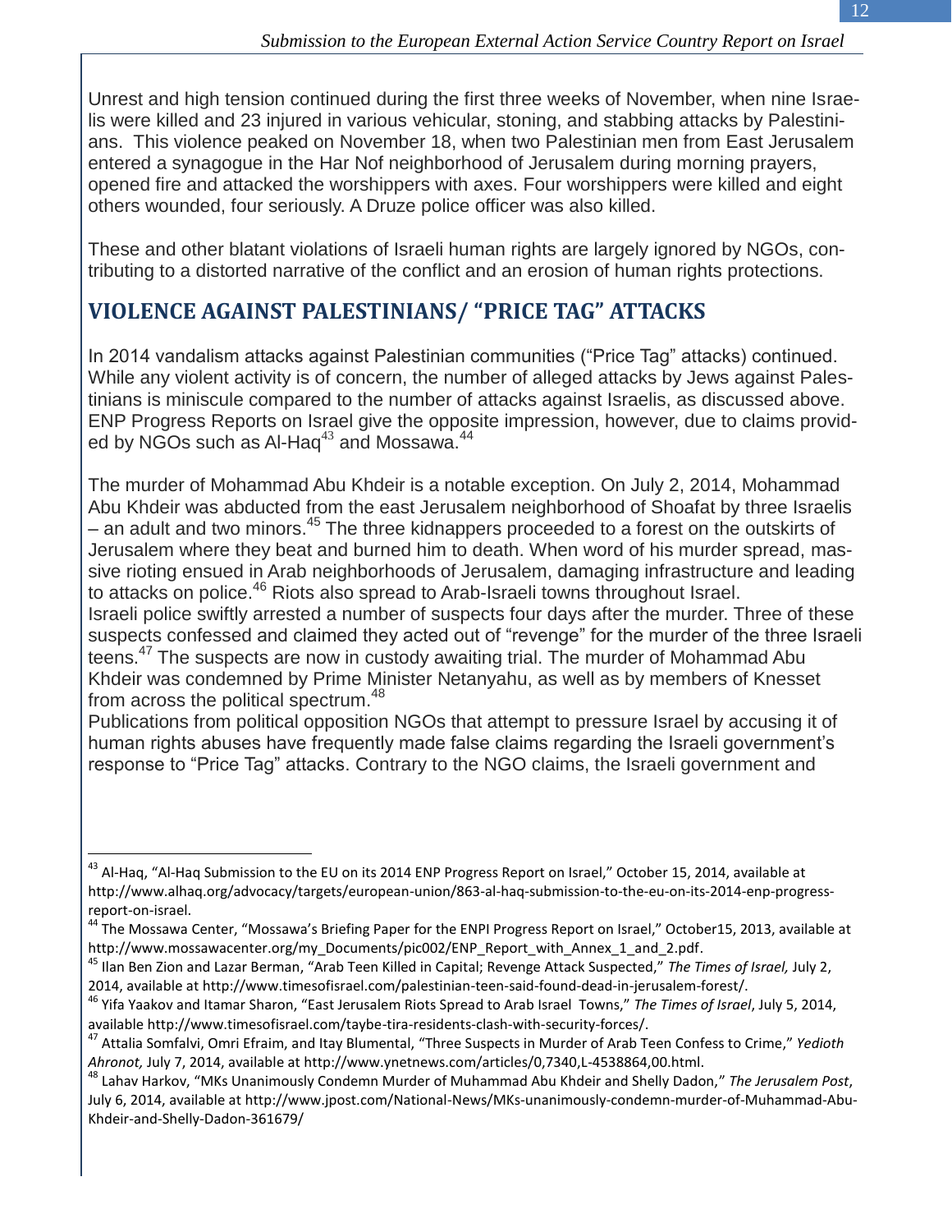Unrest and high tension continued during the first three weeks of November, when nine Israelis were killed and 23 injured in various vehicular, stoning, and stabbing attacks by Palestinians. This violence peaked on November 18, when two Palestinian men from East Jerusalem entered a synagogue in the Har Nof neighborhood of Jerusalem during morning prayers, opened fire and attacked the worshippers with axes. Four worshippers were killed and eight others wounded, four seriously. A Druze police officer was also killed.

These and other blatant violations of Israeli human rights are largely ignored by NGOs, contributing to a distorted narrative of the conflict and an erosion of human rights protections.

## VIOLENCE AGAINST PALESTINIANS/ "PRICE TAG" ATTACKS

In 2014 vandalism attacks against Palestinian communities ("Price Tag" attacks) continued. While any violent activity is of concern, the number of alleged attacks by Jews against Palestinians is miniscule compared to the number of attacks against Israelis, as discussed above. ENP Progress Reports on Israel give the opposite impression, however, due to claims provided by NGOs such as Al-Haq[43] and Mossawa.[44]

The murder of Mohammad Abu Khdeir is a notable exception. On July 2, 2014, Mohammad Abu Khdeir was abducted from the east Jerusalem neighborhood of Shoafat by three Israelis – an adult and two minors.[45] The three kidnappers proceeded to a forest on the outskirts of Jerusalem where they beat and burned him to death. When word of his murder spread, massive rioting ensued in Arab neighborhoods of Jerusalem, damaging infrastructure and leading to attacks on police.[46] Riots also spread to Arab-Israeli towns throughout Israel.
Israeli police swiftly arrested a number of suspects four days after the murder. Three of these suspects confessed and claimed they acted out of "revenge" for the murder of the three Israeli teens.[47] The suspects are now in custody awaiting trial. The murder of Mohammad Abu Khdeir was condemned by Prime Minister Netanyahu, as well as by members of Knesset from across the political spectrum.[48]
Publications from political opposition NGOs that attempt to pressure Israel by accusing it of human rights abuses have frequently made false claims regarding the Israeli government's response to "Price Tag" attacks. Contrary to the NGO claims, the Israeli government and

---

[43] Al-Haq, "Al-Haq Submission to the EU on its 2014 ENP Progress Report on Israel," October 15, 2014, available at http://www.alhaq.org/advocacy/targets/european-union/863-al-haq-submission-to-the-eu-on-its-2014-enp-progress-report-on-israel.

[44] The Mossawa Center, "Mossawa's Briefing Paper for the ENPI Progress Report on Israel," October15, 2013, available at http://www.mossawacenter.org/my_Documents/pic002/ENP_Report_with_Annex_1_and_2.pdf.

[45] Ilan Ben Zion and Lazar Berman, "Arab Teen Killed in Capital; Revenge Attack Suspected," *The Times of Israel,* July 2, 2014, available at http://www.timesofisrael.com/palestinian-teen-said-found-dead-in-jerusalem-forest/.

[46] Yifa Yaakov and Itamar Sharon, "East Jerusalem Riots Spread to Arab Israel Towns," *The Times of Israel*, July 5, 2014, available http://www.timesofisrael.com/taybe-tira-residents-clash-with-security-forces/.

[47] Attalia Somfalvi, Omri Efraim, and Itay Blumental, "Three Suspects in Murder of Arab Teen Confess to Crime," *Yedioth Ahronot,* July 7, 2014, available at http://www.ynetnews.com/articles/0,7340,L-4538864,00.html.

[48] Lahav Harkov, "MKs Unanimously Condemn Murder of Muhammad Abu Khdeir and Shelly Dadon," *The Jerusalem Post*, July 6, 2014, available at http://www.jpost.com/National-News/MKs-unanimously-condemn-murder-of-Muhammad-Abu-Khdeir-and-Shelly-Dadon-361679/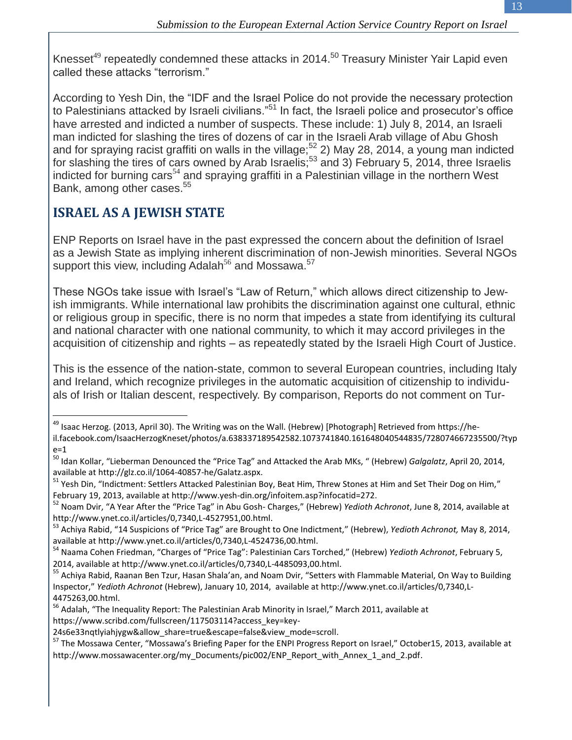Knesset[49] repeatedly condemned these attacks in 2014.[50] Treasury Minister Yair Lapid even called these attacks "terrorism."

According to Yesh Din, the "IDF and the Israel Police do not provide the necessary protection to Palestinians attacked by Israeli civilians."[51] In fact, the Israeli police and prosecutor's office have arrested and indicted a number of suspects. These include: 1) July 8, 2014, an Israeli man indicted for slashing the tires of dozens of car in the Israeli Arab village of Abu Ghosh and for spraying racist graffiti on walls in the village;[52] 2) May 28, 2014, a young man indicted for slashing the tires of cars owned by Arab Israelis;[53] and 3) February 5, 2014, three Israelis indicted for burning cars[54] and spraying graffiti in a Palestinian village in the northern West Bank, among other cases.[55]

## ISRAEL AS A JEWISH STATE

ENP Reports on Israel have in the past expressed the concern about the definition of Israel as a Jewish State as implying inherent discrimination of non-Jewish minorities. Several NGOs support this view, including Adalah[56] and Mossawa.[57]

These NGOs take issue with Israel's "Law of Return," which allows direct citizenship to Jewish immigrants. While international law prohibits the discrimination against one cultural, ethnic or religious group in specific, there is no norm that impedes a state from identifying its cultural and national character with one national community, to which it may accord privileges in the acquisition of citizenship and rights – as repeatedly stated by the Israeli High Court of Justice.

This is the essence of the nation-state, common to several European countries, including Italy and Ireland, which recognize privileges in the automatic acquisition of citizenship to individuals of Irish or Italian descent, respectively. By comparison, Reports do not comment on Tur-

---

[49] Isaac Herzog. (2013, April 30). The Writing was on the Wall. (Hebrew) [Photograph] Retrieved from https://he-il.facebook.com/IsaacHerzogKneset/photos/a.638337189542582.1073741840.161648040544835/728074667235500/?type=1

[50] Idan Kollar, "Lieberman Denounced the "Price Tag" and Attacked the Arab MKs, " (Hebrew) *Galgalatz*, April 20, 2014, available at http://glz.co.il/1064-40857-he/Galatz.aspx.

[51] Yesh Din, "Indictment: Settlers Attacked Palestinian Boy, Beat Him, Threw Stones at Him and Set Their Dog on Him," February 19, 2013, available at http://www.yesh-din.org/infoitem.asp?infocatid=272.

[52] Noam Dvir, "A Year After the "Price Tag" in Abu Gosh- Charges," (Hebrew) *Yedioth Achronot*, June 8, 2014, available at http://www.ynet.co.il/articles/0,7340,L-4527951,00.html.

[53] Achiya Rabid, "14 Suspicions of "Price Tag" are Brought to One Indictment," (Hebrew), *Yedioth Achronot,* May 8, 2014, available at http://www.ynet.co.il/articles/0,7340,L-4524736,00.html.

[54] Naama Cohen Friedman, "Charges of "Price Tag": Palestinian Cars Torched," (Hebrew) *Yedioth Achronot*, February 5, 2014, available at http://www.ynet.co.il/articles/0,7340,L-4485093,00.html.

[55] Achiya Rabid, Raanan Ben Tzur, Hasan Shala'an, and Noam Dvir, "Setters with Flammable Material, On Way to Building Inspector," *Yedioth Achronot* (Hebrew), January 10, 2014, available at http://www.ynet.co.il/articles/0,7340,L-4475263,00.html.

[56] Adalah, "The Inequality Report: The Palestinian Arab Minority in Israel," March 2011, available at https://www.scribd.com/fullscreen/117503114?access_key=key-24s6e33nqtlyiahjygw&allow_share=true&escape=false&view_mode=scroll.

[57] The Mossawa Center, "Mossawa's Briefing Paper for the ENPI Progress Report on Israel," October15, 2013, available at http://www.mossawacenter.org/my_Documents/pic002/ENP_Report_with_Annex_1_and_2.pdf.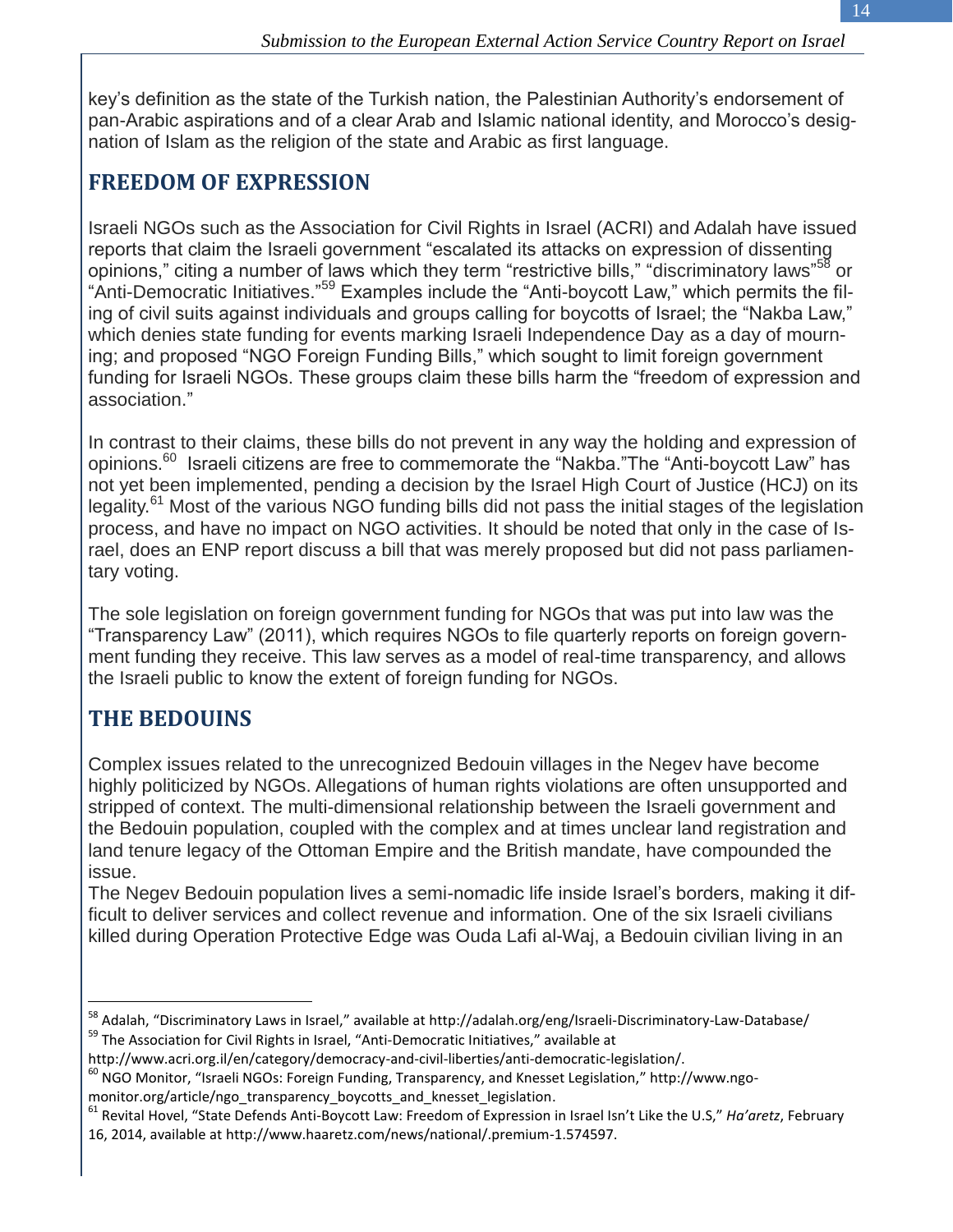key's definition as the state of the Turkish nation, the Palestinian Authority's endorsement of pan-Arabic aspirations and of a clear Arab and Islamic national identity, and Morocco's designation of Islam as the religion of the state and Arabic as first language.

## FREEDOM OF EXPRESSION

Israeli NGOs such as the Association for Civil Rights in Israel (ACRI) and Adalah have issued reports that claim the Israeli government "escalated its attacks on expression of dissenting opinions," citing a number of laws which they term "restrictive bills," "discriminatory laws"[58] or "Anti-Democratic Initiatives."[59] Examples include the "Anti-boycott Law," which permits the filing of civil suits against individuals and groups calling for boycotts of Israel; the "Nakba Law," which denies state funding for events marking Israeli Independence Day as a day of mourning; and proposed "NGO Foreign Funding Bills," which sought to limit foreign government funding for Israeli NGOs. These groups claim these bills harm the "freedom of expression and association."

In contrast to their claims, these bills do not prevent in any way the holding and expression of opinions.[60] Israeli citizens are free to commemorate the "Nakba."The "Anti-boycott Law" has not yet been implemented, pending a decision by the Israel High Court of Justice (HCJ) on its legality.[61] Most of the various NGO funding bills did not pass the initial stages of the legislation process, and have no impact on NGO activities. It should be noted that only in the case of Israel, does an ENP report discuss a bill that was merely proposed but did not pass parliamentary voting.

The sole legislation on foreign government funding for NGOs that was put into law was the "Transparency Law" (2011), which requires NGOs to file quarterly reports on foreign government funding they receive. This law serves as a model of real-time transparency, and allows the Israeli public to know the extent of foreign funding for NGOs.

## THE BEDOUINS

Complex issues related to the unrecognized Bedouin villages in the Negev have become highly politicized by NGOs. Allegations of human rights violations are often unsupported and stripped of context. The multi-dimensional relationship between the Israeli government and the Bedouin population, coupled with the complex and at times unclear land registration and land tenure legacy of the Ottoman Empire and the British mandate, have compounded the issue.

The Negev Bedouin population lives a semi-nomadic life inside Israel's borders, making it difficult to deliver services and collect revenue and information. One of the six Israeli civilians killed during Operation Protective Edge was Ouda Lafi al-Waj, a Bedouin civilian living in an

---

[58] Adalah, "Discriminatory Laws in Israel," available at http://adalah.org/eng/Israeli-Discriminatory-Law-Database/

[59] The Association for Civil Rights in Israel, "Anti-Democratic Initiatives," available at http://www.acri.org.il/en/category/democracy-and-civil-liberties/anti-democratic-legislation/.

[60] NGO Monitor, "Israeli NGOs: Foreign Funding, Transparency, and Knesset Legislation," http://www.ngo-monitor.org/article/ngo_transparency_boycotts_and_knesset_legislation.

[61] Revital Hovel, "State Defends Anti-Boycott Law: Freedom of Expression in Israel Isn't Like the U.S," *Ha'aretz*, February 16, 2014, available at http://www.haaretz.com/news/national/.premium-1.574597.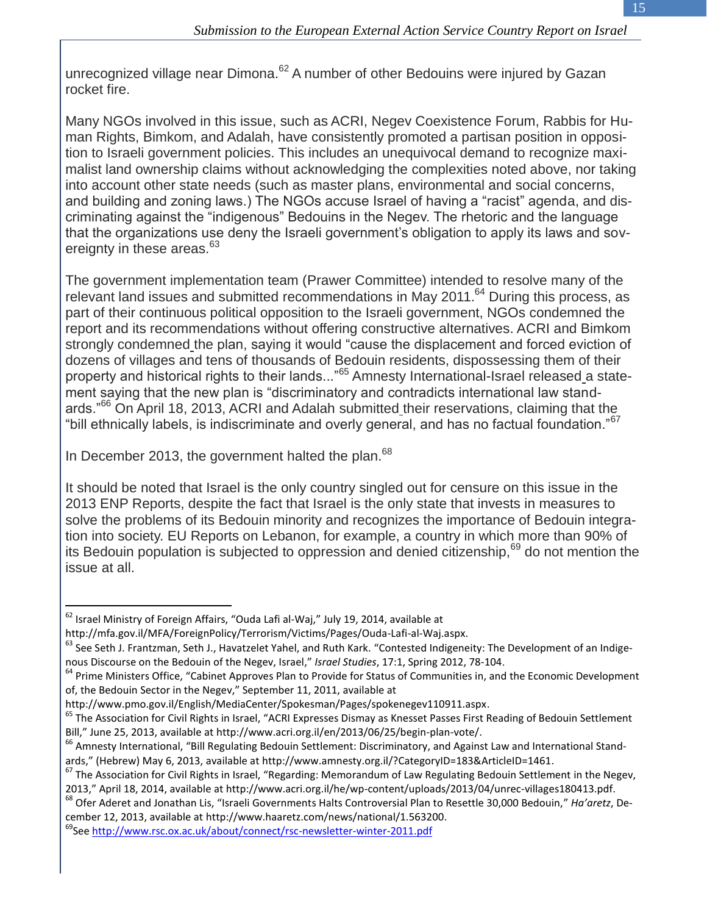unrecognized village near Dimona.[62] A number of other Bedouins were injured by Gazan rocket fire.

Many NGOs involved in this issue, such as ACRI, Negev Coexistence Forum, Rabbis for Human Rights, Bimkom, and Adalah, have consistently promoted a partisan position in opposition to Israeli government policies. This includes an unequivocal demand to recognize maximalist land ownership claims without acknowledging the complexities noted above, nor taking into account other state needs (such as master plans, environmental and social concerns, and building and zoning laws.) The NGOs accuse Israel of having a "racist" agenda, and discriminating against the "indigenous" Bedouins in the Negev. The rhetoric and the language that the organizations use deny the Israeli government's obligation to apply its laws and sovereignty in these areas.[63]

The government implementation team (Prawer Committee) intended to resolve many of the relevant land issues and submitted recommendations in May 2011.[64] During this process, as part of their continuous political opposition to the Israeli government, NGOs condemned the report and its recommendations without offering constructive alternatives. ACRI and Bimkom strongly condemned the plan, saying it would "cause the displacement and forced eviction of dozens of villages and tens of thousands of Bedouin residents, dispossessing them of their property and historical rights to their lands..."[65] Amnesty International-Israel released a statement saying that the new plan is "discriminatory and contradicts international law standards."[66] On April 18, 2013, ACRI and Adalah submitted their reservations, claiming that the "bill ethnically labels, is indiscriminate and overly general, and has no factual foundation."[67]

In December 2013, the government halted the plan.[68]

It should be noted that Israel is the only country singled out for censure on this issue in the 2013 ENP Reports, despite the fact that Israel is the only state that invests in measures to solve the problems of its Bedouin minority and recognizes the importance of Bedouin integration into society. EU Reports on Lebanon, for example, a country in which more than 90% of its Bedouin population is subjected to oppression and denied citizenship,[69] do not mention the issue at all.

---

[62] Israel Ministry of Foreign Affairs, "Ouda Lafi al-Waj," July 19, 2014, available at http://mfa.gov.il/MFA/ForeignPolicy/Terrorism/Victims/Pages/Ouda-Lafi-al-Waj.aspx.

[63] See Seth J. Frantzman, Seth J., Havatzelet Yahel, and Ruth Kark. "Contested Indigeneity: The Development of an Indigenous Discourse on the Bedouin of the Negev, Israel," *Israel Studies*, 17:1, Spring 2012, 78-104.

[64] Prime Ministers Office, "Cabinet Approves Plan to Provide for Status of Communities in, and the Economic Development of, the Bedouin Sector in the Negev," September 11, 2011, available at http://www.pmo.gov.il/English/MediaCenter/Spokesman/Pages/spokenegev110911.aspx.

[65] The Association for Civil Rights in Israel, "ACRI Expresses Dismay as Knesset Passes First Reading of Bedouin Settlement Bill," June 25, 2013, available at http://www.acri.org.il/en/2013/06/25/begin-plan-vote/.

[66] Amnesty International, "Bill Regulating Bedouin Settlement: Discriminatory, and Against Law and International Standards," (Hebrew) May 6, 2013, available at http://www.amnesty.org.il/?CategoryID=183&ArticleID=1461.

[67] The Association for Civil Rights in Israel, "Regarding: Memorandum of Law Regulating Bedouin Settlement in the Negev, 2013," April 18, 2014, available at http://www.acri.org.il/he/wp-content/uploads/2013/04/unrec-villages180413.pdf.

[68] Ofer Aderet and Jonathan Lis, "Israeli Governments Halts Controversial Plan to Resettle 30,000 Bedouin," *Ha'aretz*, December 12, 2013, available at http://www.haaretz.com/news/national/1.563200.

[69] See http://www.rsc.ox.ac.uk/about/connect/rsc-newsletter-winter-2011.pdf